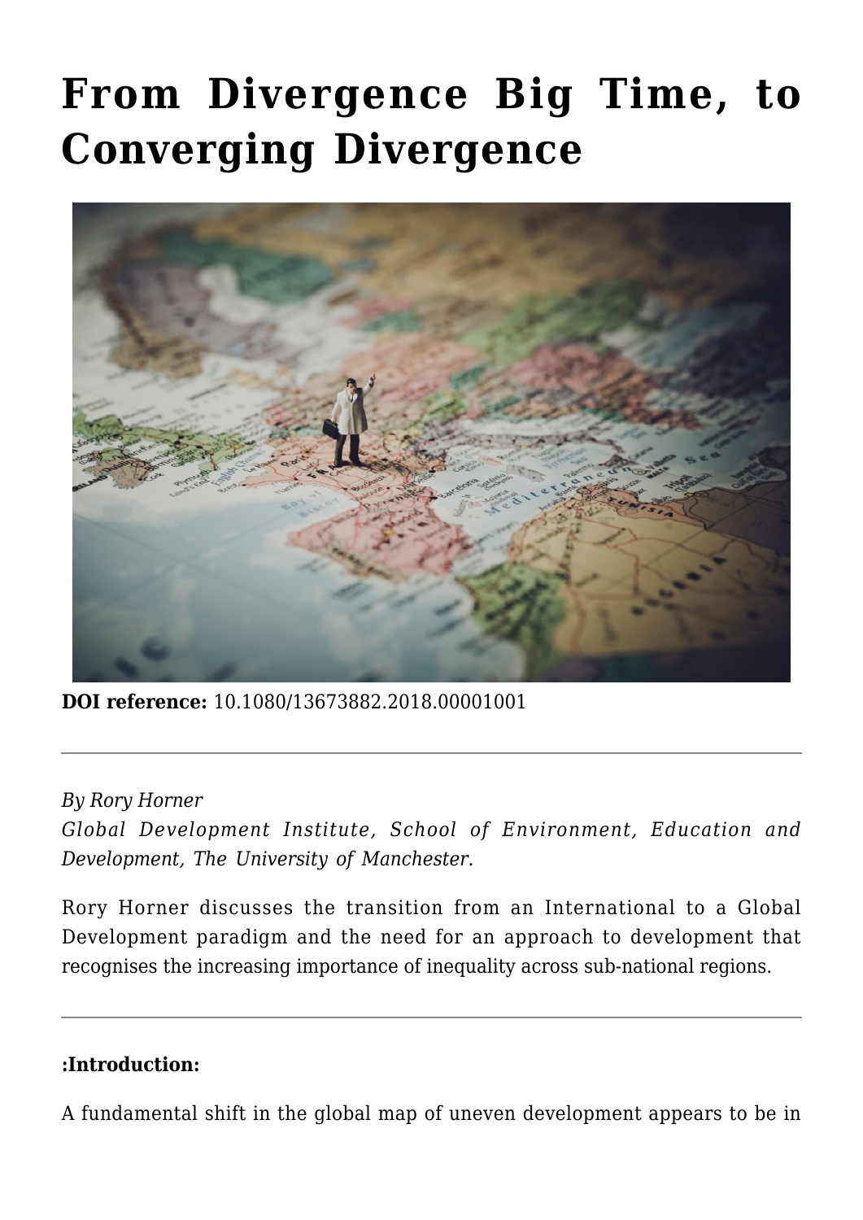# From Divergence Big Time, to Converging Divergence

**DOI reference:** 10.1080/13673882.2018.00001001

---

*By Rory Horner*
*Global Development Institute, School of Environment, Education and Development, The University of Manchester.*

Rory Horner discusses the transition from an International to a Global Development paradigm and the need for an approach to development that recognises the increasing importance of inequality across sub-national regions.

---

**:Introduction:**

A fundamental shift in the global map of uneven development appears to be in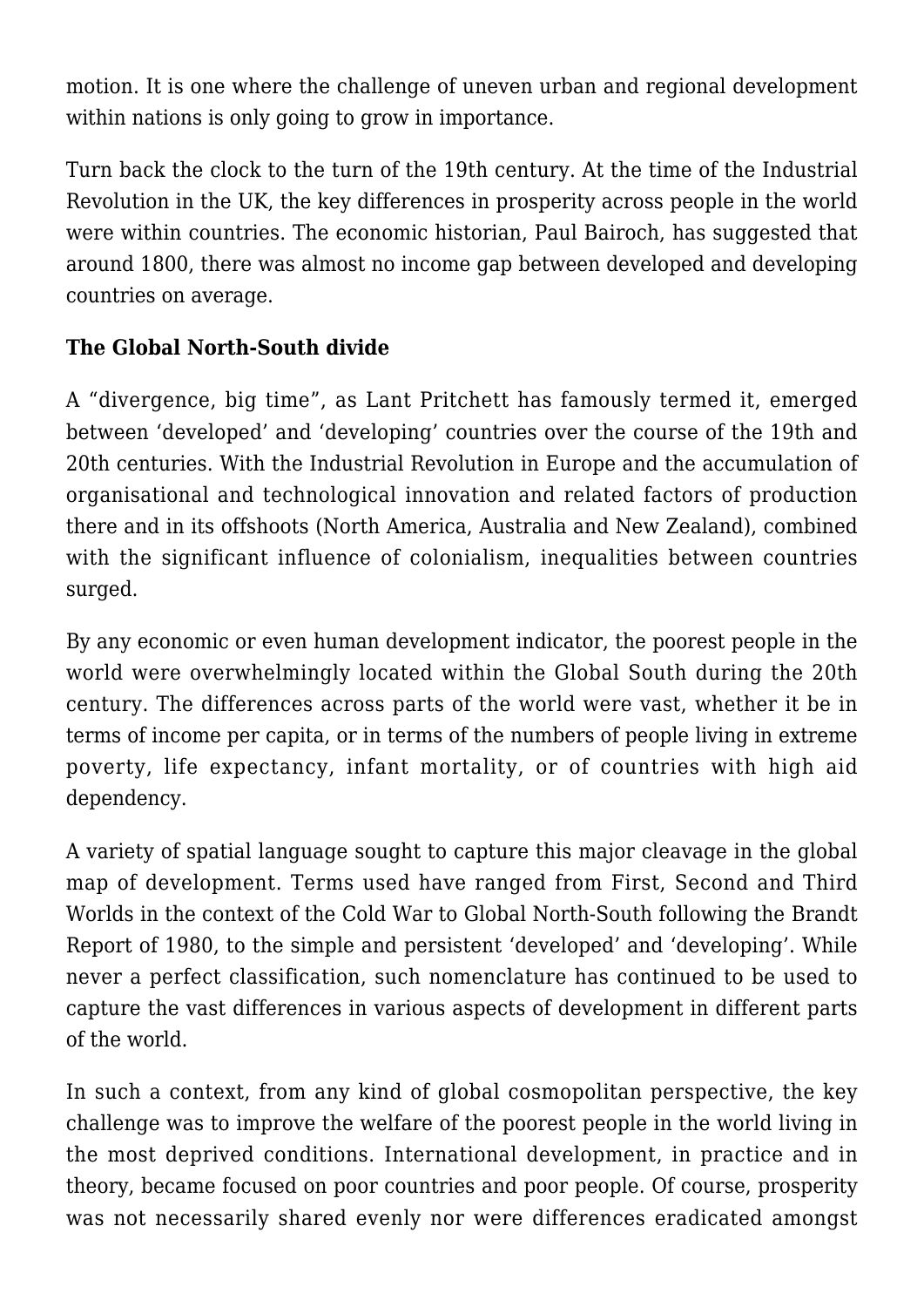motion. It is one where the challenge of uneven urban and regional development within nations is only going to grow in importance.

Turn back the clock to the turn of the 19th century. At the time of the Industrial Revolution in the UK, the key differences in prosperity across people in the world were within countries. The economic historian, Paul Bairoch, has suggested that around 1800, there was almost no income gap between developed and developing countries on average.

**The Global North-South divide**

A "divergence, big time", as Lant Pritchett has famously termed it, emerged between 'developed' and 'developing' countries over the course of the 19th and 20th centuries. With the Industrial Revolution in Europe and the accumulation of organisational and technological innovation and related factors of production there and in its offshoots (North America, Australia and New Zealand), combined with the significant influence of colonialism, inequalities between countries surged.

By any economic or even human development indicator, the poorest people in the world were overwhelmingly located within the Global South during the 20th century. The differences across parts of the world were vast, whether it be in terms of income per capita, or in terms of the numbers of people living in extreme poverty, life expectancy, infant mortality, or of countries with high aid dependency.

A variety of spatial language sought to capture this major cleavage in the global map of development. Terms used have ranged from First, Second and Third Worlds in the context of the Cold War to Global North-South following the Brandt Report of 1980, to the simple and persistent 'developed' and 'developing'. While never a perfect classification, such nomenclature has continued to be used to capture the vast differences in various aspects of development in different parts of the world.

In such a context, from any kind of global cosmopolitan perspective, the key challenge was to improve the welfare of the poorest people in the world living in the most deprived conditions. International development, in practice and in theory, became focused on poor countries and poor people. Of course, prosperity was not necessarily shared evenly nor were differences eradicated amongst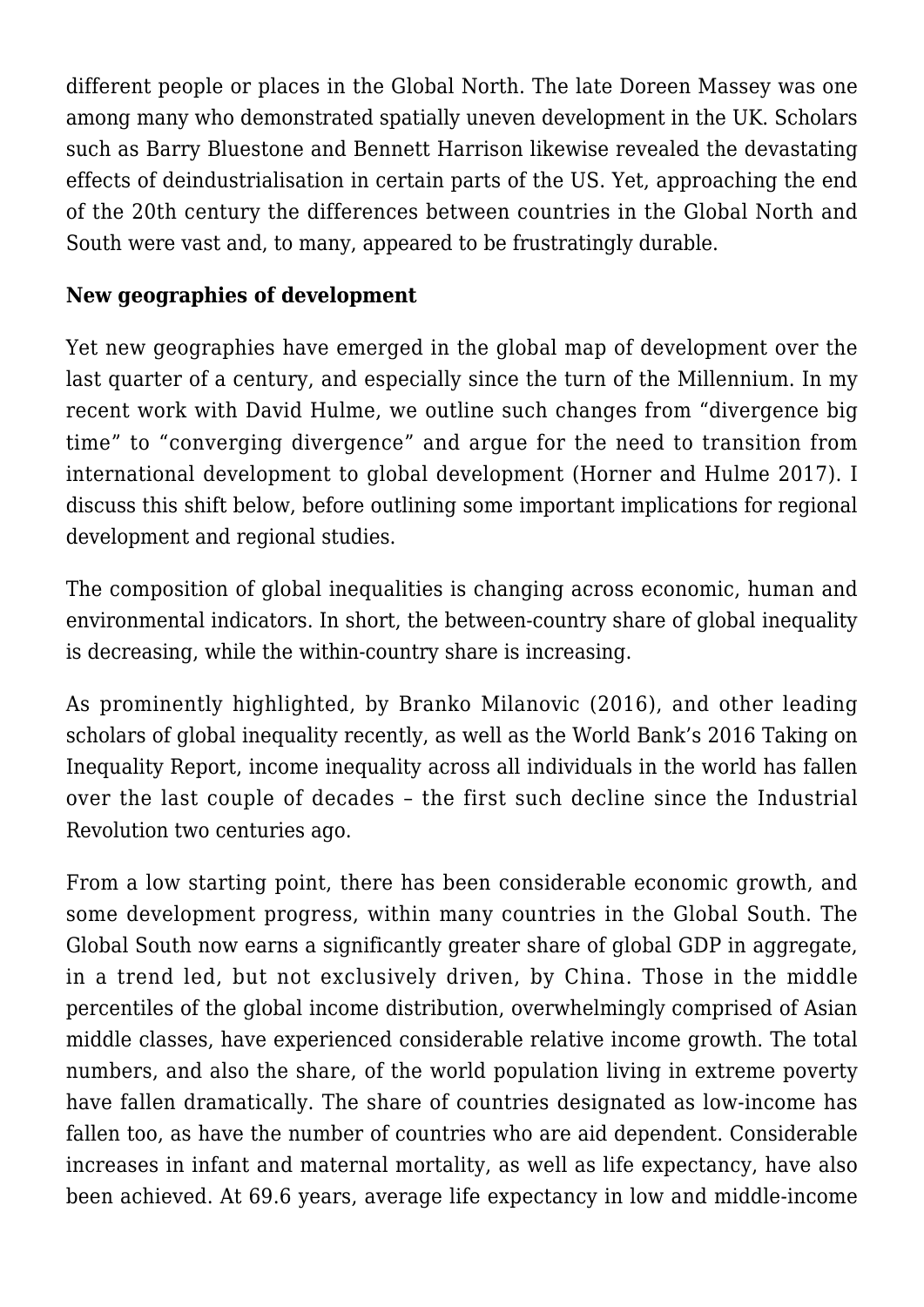different people or places in the Global North. The late Doreen Massey was one among many who demonstrated spatially uneven development in the UK. Scholars such as Barry Bluestone and Bennett Harrison likewise revealed the devastating effects of deindustrialisation in certain parts of the US. Yet, approaching the end of the 20th century the differences between countries in the Global North and South were vast and, to many, appeared to be frustratingly durable.

**New geographies of development**

Yet new geographies have emerged in the global map of development over the last quarter of a century, and especially since the turn of the Millennium. In my recent work with David Hulme, we outline such changes from "divergence big time" to "converging divergence" and argue for the need to transition from international development to global development (Horner and Hulme 2017). I discuss this shift below, before outlining some important implications for regional development and regional studies.

The composition of global inequalities is changing across economic, human and environmental indicators. In short, the between-country share of global inequality is decreasing, while the within-country share is increasing.

As prominently highlighted, by Branko Milanovic (2016), and other leading scholars of global inequality recently, as well as the World Bank's 2016 Taking on Inequality Report, income inequality across all individuals in the world has fallen over the last couple of decades – the first such decline since the Industrial Revolution two centuries ago.

From a low starting point, there has been considerable economic growth, and some development progress, within many countries in the Global South. The Global South now earns a significantly greater share of global GDP in aggregate, in a trend led, but not exclusively driven, by China. Those in the middle percentiles of the global income distribution, overwhelmingly comprised of Asian middle classes, have experienced considerable relative income growth. The total numbers, and also the share, of the world population living in extreme poverty have fallen dramatically. The share of countries designated as low-income has fallen too, as have the number of countries who are aid dependent. Considerable increases in infant and maternal mortality, as well as life expectancy, have also been achieved. At 69.6 years, average life expectancy in low and middle-income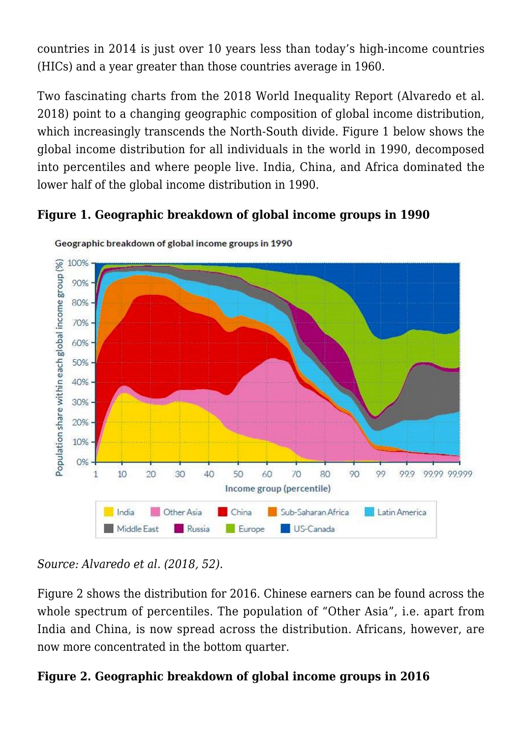countries in 2014 is just over 10 years less than today's high-income countries (HICs) and a year greater than those countries average in 1960.

Two fascinating charts from the 2018 World Inequality Report (Alvaredo et al. 2018) point to a changing geographic composition of global income distribution, which increasingly transcends the North-South divide. Figure 1 below shows the global income distribution for all individuals in the world in 1990, decomposed into percentiles and where people live. India, China, and Africa dominated the lower half of the global income distribution in 1990.

**Figure 1. Geographic breakdown of global income groups in 1990**

*Source: Alvaredo et al. (2018, 52).*

Figure 2 shows the distribution for 2016. Chinese earners can be found across the whole spectrum of percentiles. The population of "Other Asia", i.e. apart from India and China, is now spread across the distribution. Africans, however, are now more concentrated in the bottom quarter.

**Figure 2. Geographic breakdown of global income groups in 2016**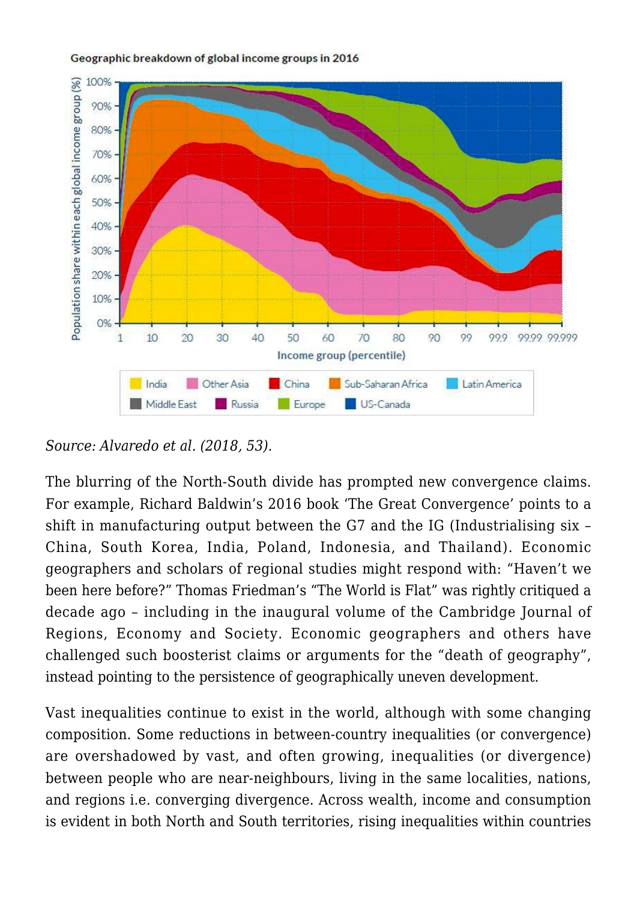Geographic breakdown of global income groups in 2016

*Source: Alvaredo et al. (2018, 53).*

The blurring of the North-South divide has prompted new convergence claims. For example, Richard Baldwin's 2016 book 'The Great Convergence' points to a shift in manufacturing output between the G7 and the IG (Industrialising six – China, South Korea, India, Poland, Indonesia, and Thailand). Economic geographers and scholars of regional studies might respond with: "Haven't we been here before?" Thomas Friedman's "The World is Flat" was rightly critiqued a decade ago – including in the inaugural volume of the Cambridge Journal of Regions, Economy and Society. Economic geographers and others have challenged such boosterist claims or arguments for the "death of geography", instead pointing to the persistence of geographically uneven development.

Vast inequalities continue to exist in the world, although with some changing composition. Some reductions in between-country inequalities (or convergence) are overshadowed by vast, and often growing, inequalities (or divergence) between people who are near-neighbours, living in the same localities, nations, and regions i.e. converging divergence. Across wealth, income and consumption is evident in both North and South territories, rising inequalities within countries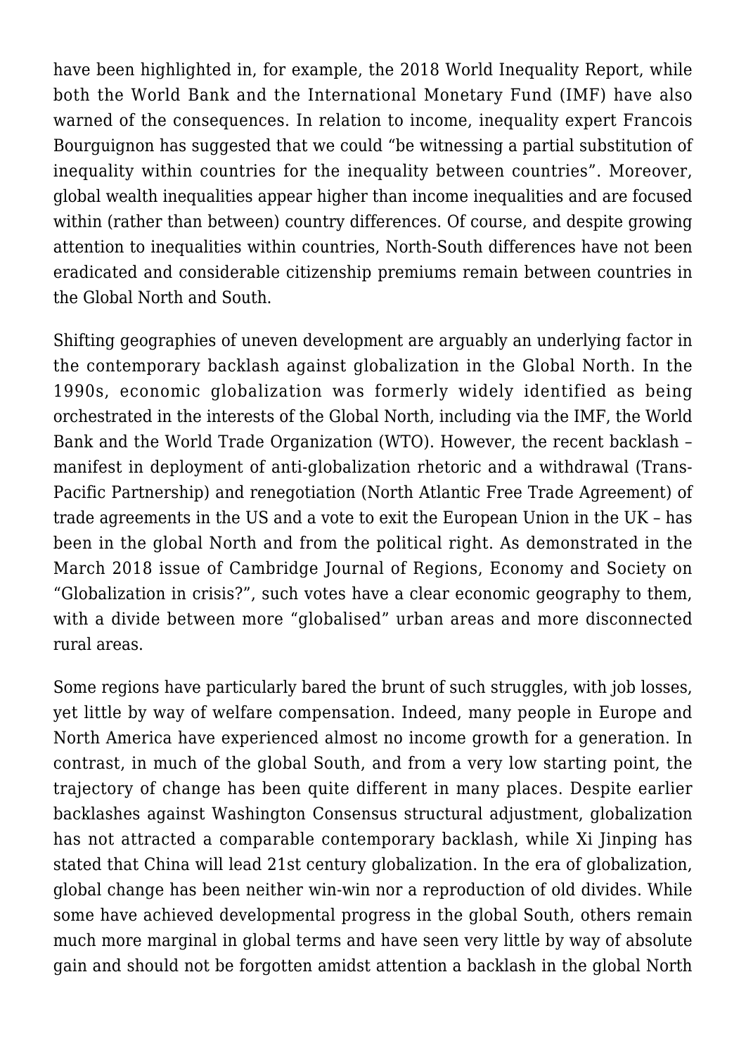have been highlighted in, for example, the 2018 World Inequality Report, while both the World Bank and the International Monetary Fund (IMF) have also warned of the consequences. In relation to income, inequality expert Francois Bourguignon has suggested that we could "be witnessing a partial substitution of inequality within countries for the inequality between countries". Moreover, global wealth inequalities appear higher than income inequalities and are focused within (rather than between) country differences. Of course, and despite growing attention to inequalities within countries, North-South differences have not been eradicated and considerable citizenship premiums remain between countries in the Global North and South.

Shifting geographies of uneven development are arguably an underlying factor in the contemporary backlash against globalization in the Global North. In the 1990s, economic globalization was formerly widely identified as being orchestrated in the interests of the Global North, including via the IMF, the World Bank and the World Trade Organization (WTO). However, the recent backlash – manifest in deployment of anti-globalization rhetoric and a withdrawal (Trans-Pacific Partnership) and renegotiation (North Atlantic Free Trade Agreement) of trade agreements in the US and a vote to exit the European Union in the UK – has been in the global North and from the political right. As demonstrated in the March 2018 issue of Cambridge Journal of Regions, Economy and Society on "Globalization in crisis?", such votes have a clear economic geography to them, with a divide between more "globalised" urban areas and more disconnected rural areas.

Some regions have particularly bared the brunt of such struggles, with job losses, yet little by way of welfare compensation. Indeed, many people in Europe and North America have experienced almost no income growth for a generation. In contrast, in much of the global South, and from a very low starting point, the trajectory of change has been quite different in many places. Despite earlier backlashes against Washington Consensus structural adjustment, globalization has not attracted a comparable contemporary backlash, while Xi Jinping has stated that China will lead 21st century globalization. In the era of globalization, global change has been neither win-win nor a reproduction of old divides. While some have achieved developmental progress in the global South, others remain much more marginal in global terms and have seen very little by way of absolute gain and should not be forgotten amidst attention a backlash in the global North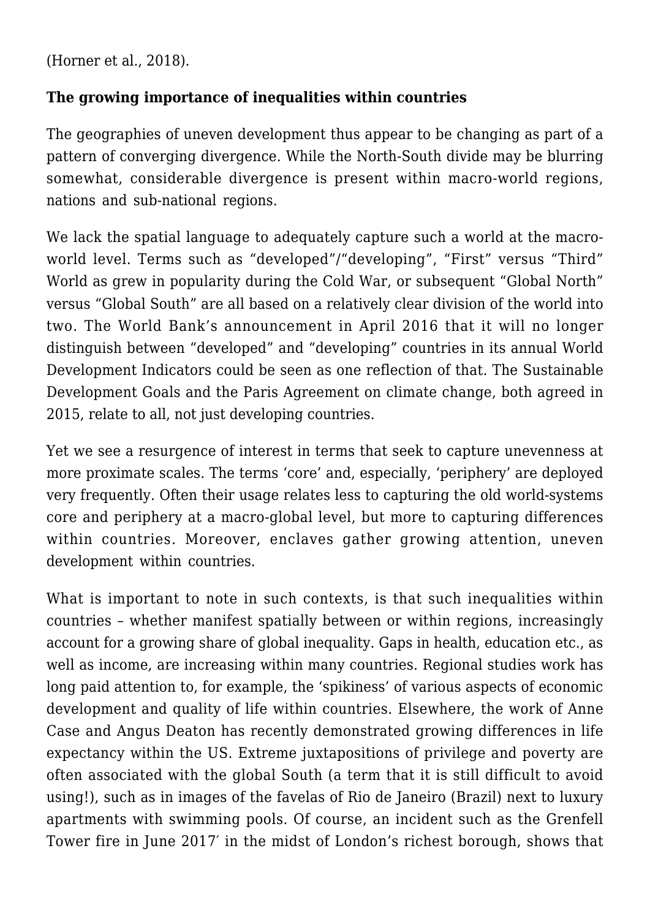(Horner et al., 2018).

**The growing importance of inequalities within countries**

The geographies of uneven development thus appear to be changing as part of a pattern of converging divergence. While the North-South divide may be blurring somewhat, considerable divergence is present within macro-world regions, nations and sub-national regions.

We lack the spatial language to adequately capture such a world at the macro-world level. Terms such as "developed"/"developing", "First" versus "Third" World as grew in popularity during the Cold War, or subsequent "Global North" versus "Global South" are all based on a relatively clear division of the world into two. The World Bank's announcement in April 2016 that it will no longer distinguish between "developed" and "developing" countries in its annual World Development Indicators could be seen as one reflection of that. The Sustainable Development Goals and the Paris Agreement on climate change, both agreed in 2015, relate to all, not just developing countries.

Yet we see a resurgence of interest in terms that seek to capture unevenness at more proximate scales. The terms 'core' and, especially, 'periphery' are deployed very frequently. Often their usage relates less to capturing the old world-systems core and periphery at a macro-global level, but more to capturing differences within countries. Moreover, enclaves gather growing attention, uneven development within countries.

What is important to note in such contexts, is that such inequalities within countries – whether manifest spatially between or within regions, increasingly account for a growing share of global inequality. Gaps in health, education etc., as well as income, are increasing within many countries. Regional studies work has long paid attention to, for example, the 'spikiness' of various aspects of economic development and quality of life within countries. Elsewhere, the work of Anne Case and Angus Deaton has recently demonstrated growing differences in life expectancy within the US. Extreme juxtapositions of privilege and poverty are often associated with the global South (a term that it is still difficult to avoid using!), such as in images of the favelas of Rio de Janeiro (Brazil) next to luxury apartments with swimming pools. Of course, an incident such as the Grenfell Tower fire in June 2017′ in the midst of London's richest borough, shows that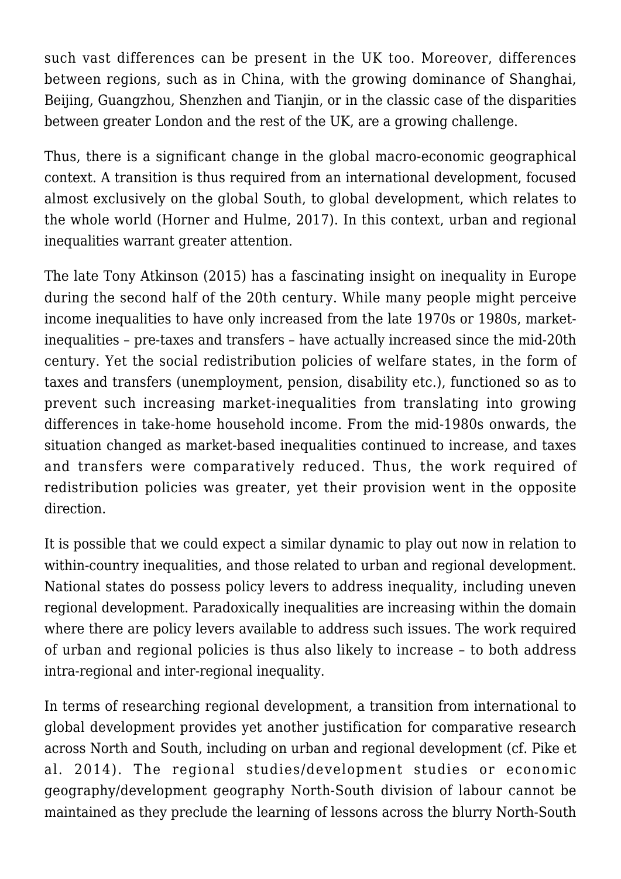such vast differences can be present in the UK too. Moreover, differences between regions, such as in China, with the growing dominance of Shanghai, Beijing, Guangzhou, Shenzhen and Tianjin, or in the classic case of the disparities between greater London and the rest of the UK, are a growing challenge.

Thus, there is a significant change in the global macro-economic geographical context. A transition is thus required from an international development, focused almost exclusively on the global South, to global development, which relates to the whole world (Horner and Hulme, 2017). In this context, urban and regional inequalities warrant greater attention.

The late Tony Atkinson (2015) has a fascinating insight on inequality in Europe during the second half of the 20th century. While many people might perceive income inequalities to have only increased from the late 1970s or 1980s, market-inequalities – pre-taxes and transfers – have actually increased since the mid-20th century. Yet the social redistribution policies of welfare states, in the form of taxes and transfers (unemployment, pension, disability etc.), functioned so as to prevent such increasing market-inequalities from translating into growing differences in take-home household income. From the mid-1980s onwards, the situation changed as market-based inequalities continued to increase, and taxes and transfers were comparatively reduced. Thus, the work required of redistribution policies was greater, yet their provision went in the opposite direction.

It is possible that we could expect a similar dynamic to play out now in relation to within-country inequalities, and those related to urban and regional development. National states do possess policy levers to address inequality, including uneven regional development. Paradoxically inequalities are increasing within the domain where there are policy levers available to address such issues. The work required of urban and regional policies is thus also likely to increase – to both address intra-regional and inter-regional inequality.

In terms of researching regional development, a transition from international to global development provides yet another justification for comparative research across North and South, including on urban and regional development (cf. Pike et al. 2014). The regional studies/development studies or economic geography/development geography North-South division of labour cannot be maintained as they preclude the learning of lessons across the blurry North-South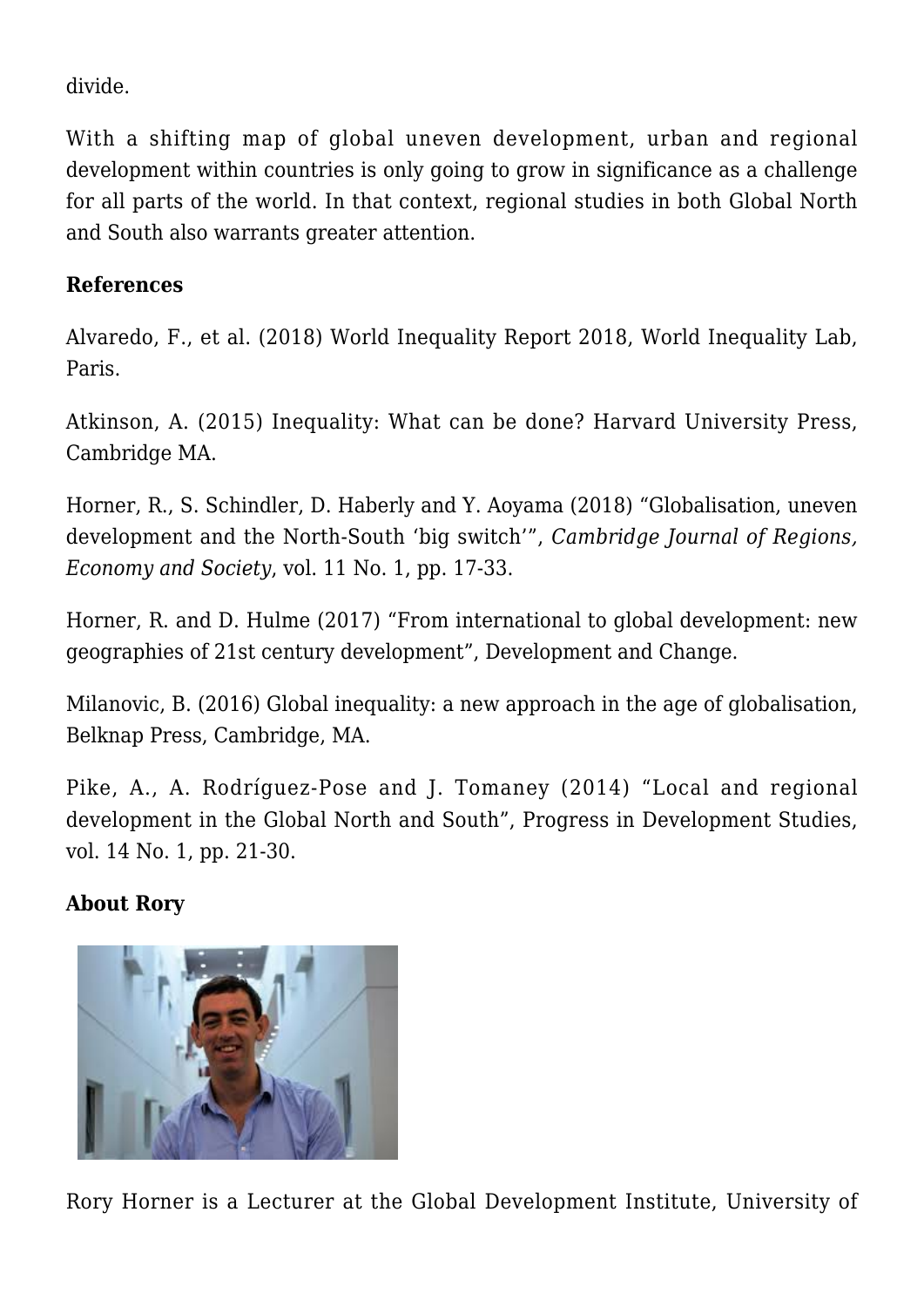divide.

With a shifting map of global uneven development, urban and regional development within countries is only going to grow in significance as a challenge for all parts of the world. In that context, regional studies in both Global North and South also warrants greater attention.

**References**

Alvaredo, F., et al. (2018) World Inequality Report 2018, World Inequality Lab, Paris.

Atkinson, A. (2015) Inequality: What can be done? Harvard University Press, Cambridge MA.

Horner, R., S. Schindler, D. Haberly and Y. Aoyama (2018) "Globalisation, uneven development and the North-South 'big switch'", *Cambridge Journal of Regions, Economy and Society*, vol. 11 No. 1, pp. 17-33.

Horner, R. and D. Hulme (2017) "From international to global development: new geographies of 21st century development", Development and Change.

Milanovic, B. (2016) Global inequality: a new approach in the age of globalisation, Belknap Press, Cambridge, MA.

Pike, A., A. Rodríguez-Pose and J. Tomaney (2014) "Local and regional development in the Global North and South", Progress in Development Studies, vol. 14 No. 1, pp. 21-30.

**About Rory**

Rory Horner is a Lecturer at the Global Development Institute, University of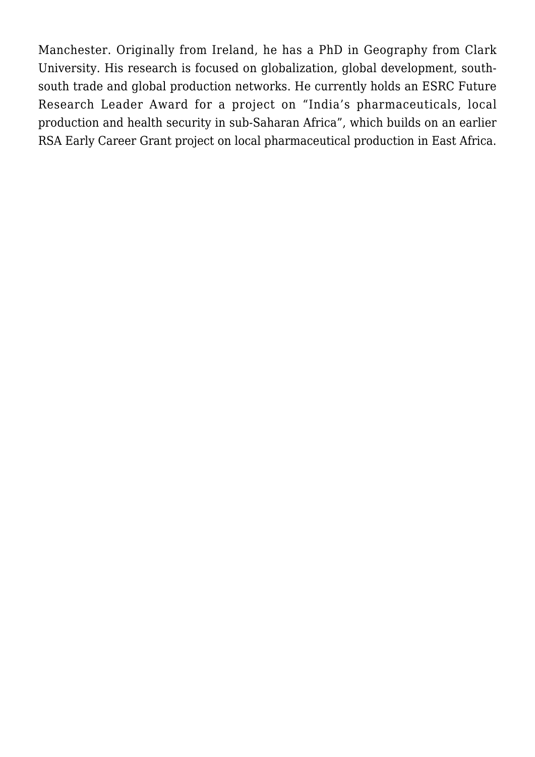Manchester. Originally from Ireland, he has a PhD in Geography from Clark University. His research is focused on globalization, global development, south-south trade and global production networks. He currently holds an ESRC Future Research Leader Award for a project on "India's pharmaceuticals, local production and health security in sub-Saharan Africa", which builds on an earlier RSA Early Career Grant project on local pharmaceutical production in East Africa.